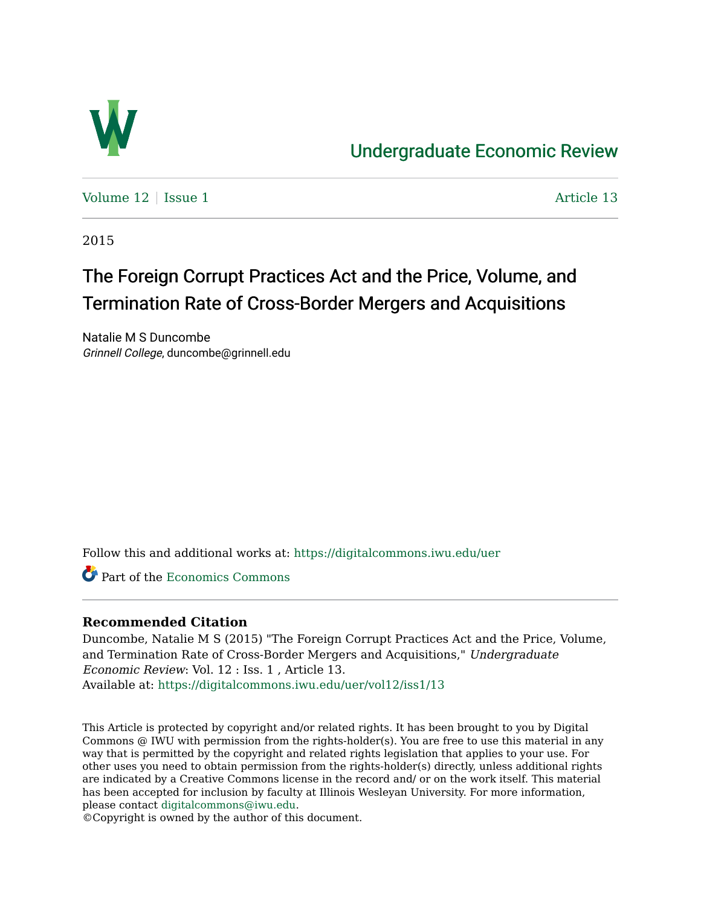# Undergraduate Economic Review

Volume 12 | Issue 1 Article 13

2015

## The Foreign Corrupt Practices Act and the Price, Volume, and Termination Rate of Cross-Border Mergers and Acquisitions

Natalie M S Duncombe
*Grinnell College*, duncombe@grinnell.edu

Follow this and additional works at: https://digitalcommons.iwu.edu/uer

Part of the Economics Commons

### Recommended Citation

Duncombe, Natalie M S (2015) "The Foreign Corrupt Practices Act and the Price, Volume, and Termination Rate of Cross-Border Mergers and Acquisitions," *Undergraduate Economic Review*: Vol. 12 : Iss. 1 , Article 13.
Available at: https://digitalcommons.iwu.edu/uer/vol12/iss1/13

This Article is protected by copyright and/or related rights. It has been brought to you by Digital Commons @ IWU with permission from the rights-holder(s). You are free to use this material in any way that is permitted by the copyright and related rights legislation that applies to your use. For other uses you need to obtain permission from the rights-holder(s) directly, unless additional rights are indicated by a Creative Commons license in the record and/ or on the work itself. This material has been accepted for inclusion by faculty at Illinois Wesleyan University. For more information, please contact digitalcommons@iwu.edu.
©Copyright is owned by the author of this document.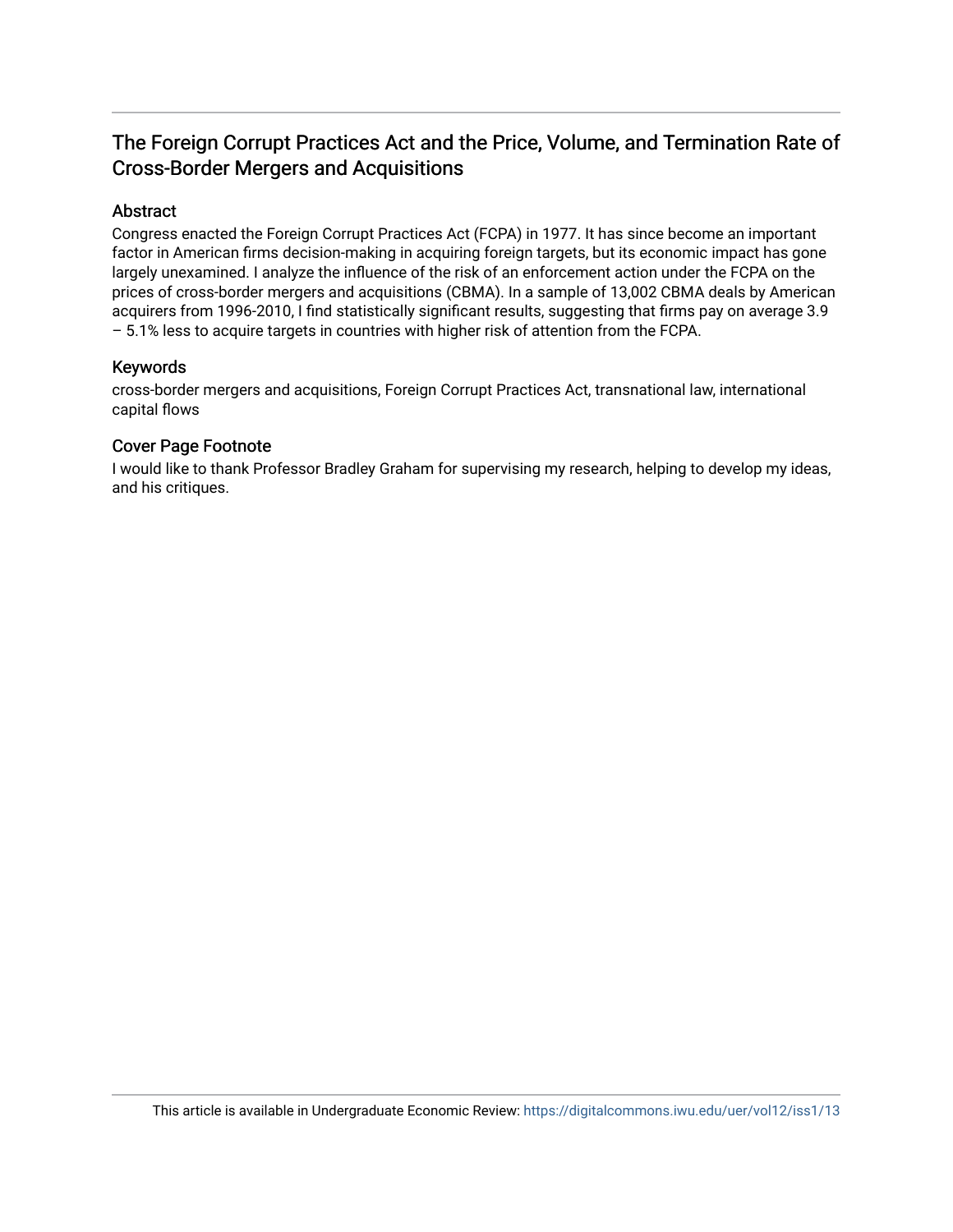# The Foreign Corrupt Practices Act and the Price, Volume, and Termination Rate of Cross-Border Mergers and Acquisitions

## Abstract

Congress enacted the Foreign Corrupt Practices Act (FCPA) in 1977. It has since become an important factor in American firms decision-making in acquiring foreign targets, but its economic impact has gone largely unexamined. I analyze the influence of the risk of an enforcement action under the FCPA on the prices of cross-border mergers and acquisitions (CBMA). In a sample of 13,002 CBMA deals by American acquirers from 1996-2010, I find statistically significant results, suggesting that firms pay on average 3.9 – 5.1% less to acquire targets in countries with higher risk of attention from the FCPA.

## Keywords

cross-border mergers and acquisitions, Foreign Corrupt Practices Act, transnational law, international capital flows

## Cover Page Footnote

I would like to thank Professor Bradley Graham for supervising my research, helping to develop my ideas, and his critiques.

This article is available in Undergraduate Economic Review: https://digitalcommons.iwu.edu/uer/vol12/iss1/13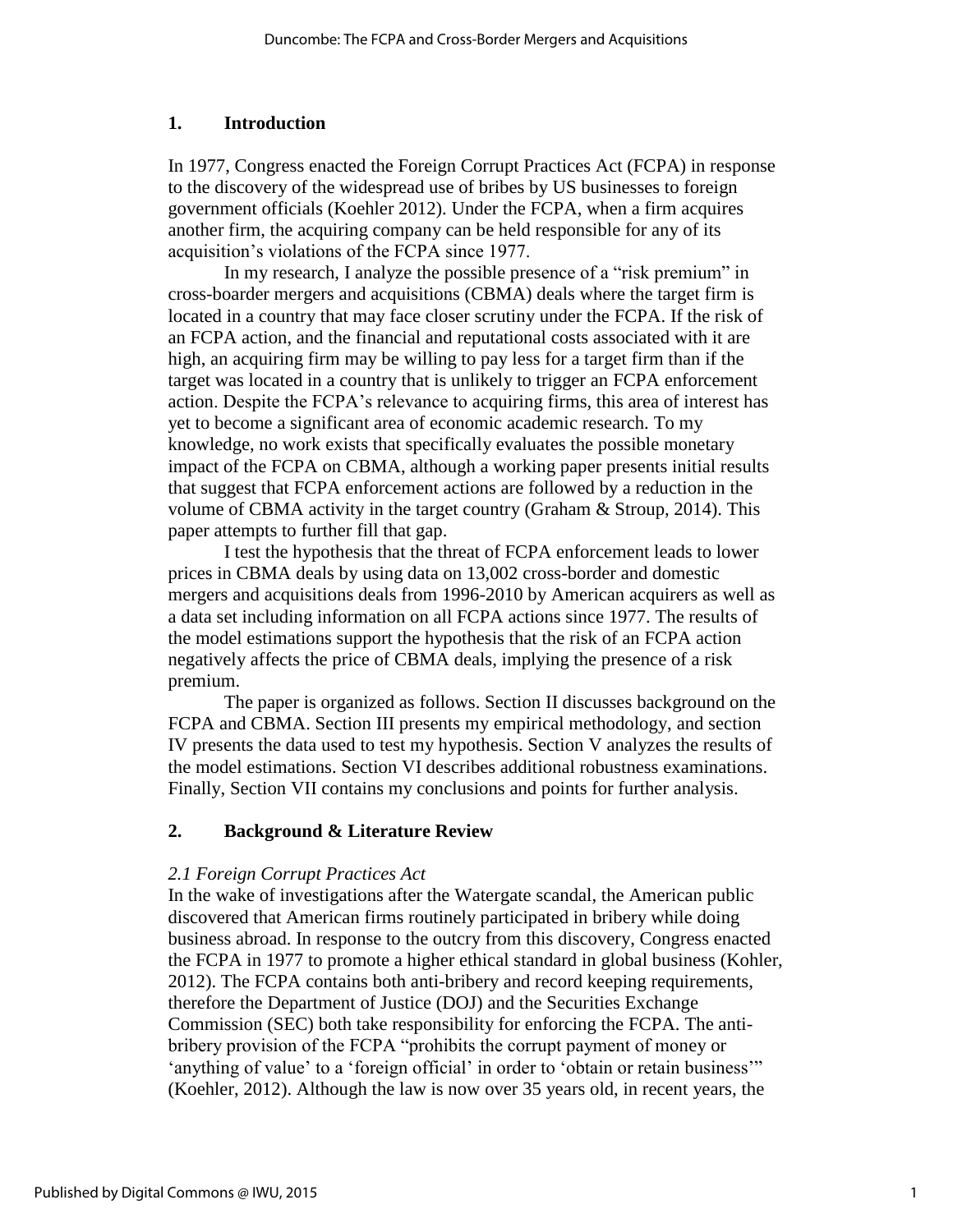## 1. Introduction

In 1977, Congress enacted the Foreign Corrupt Practices Act (FCPA) in response to the discovery of the widespread use of bribes by US businesses to foreign government officials (Koehler 2012). Under the FCPA, when a firm acquires another firm, the acquiring company can be held responsible for any of its acquisition's violations of the FCPA since 1977.

In my research, I analyze the possible presence of a "risk premium" in cross-boarder mergers and acquisitions (CBMA) deals where the target firm is located in a country that may face closer scrutiny under the FCPA. If the risk of an FCPA action, and the financial and reputational costs associated with it are high, an acquiring firm may be willing to pay less for a target firm than if the target was located in a country that is unlikely to trigger an FCPA enforcement action. Despite the FCPA's relevance to acquiring firms, this area of interest has yet to become a significant area of economic academic research. To my knowledge, no work exists that specifically evaluates the possible monetary impact of the FCPA on CBMA, although a working paper presents initial results that suggest that FCPA enforcement actions are followed by a reduction in the volume of CBMA activity in the target country (Graham & Stroup, 2014). This paper attempts to further fill that gap.

I test the hypothesis that the threat of FCPA enforcement leads to lower prices in CBMA deals by using data on 13,002 cross-border and domestic mergers and acquisitions deals from 1996-2010 by American acquirers as well as a data set including information on all FCPA actions since 1977. The results of the model estimations support the hypothesis that the risk of an FCPA action negatively affects the price of CBMA deals, implying the presence of a risk premium.

The paper is organized as follows. Section II discusses background on the FCPA and CBMA. Section III presents my empirical methodology, and section IV presents the data used to test my hypothesis. Section V analyzes the results of the model estimations. Section VI describes additional robustness examinations. Finally, Section VII contains my conclusions and points for further analysis.

## 2. Background & Literature Review

### *2.1 Foreign Corrupt Practices Act*

In the wake of investigations after the Watergate scandal, the American public discovered that American firms routinely participated in bribery while doing business abroad. In response to the outcry from this discovery, Congress enacted the FCPA in 1977 to promote a higher ethical standard in global business (Kohler, 2012). The FCPA contains both anti-bribery and record keeping requirements, therefore the Department of Justice (DOJ) and the Securities Exchange Commission (SEC) both take responsibility for enforcing the FCPA. The anti-bribery provision of the FCPA "prohibits the corrupt payment of money or 'anything of value' to a 'foreign official' in order to 'obtain or retain business'" (Koehler, 2012). Although the law is now over 35 years old, in recent years, the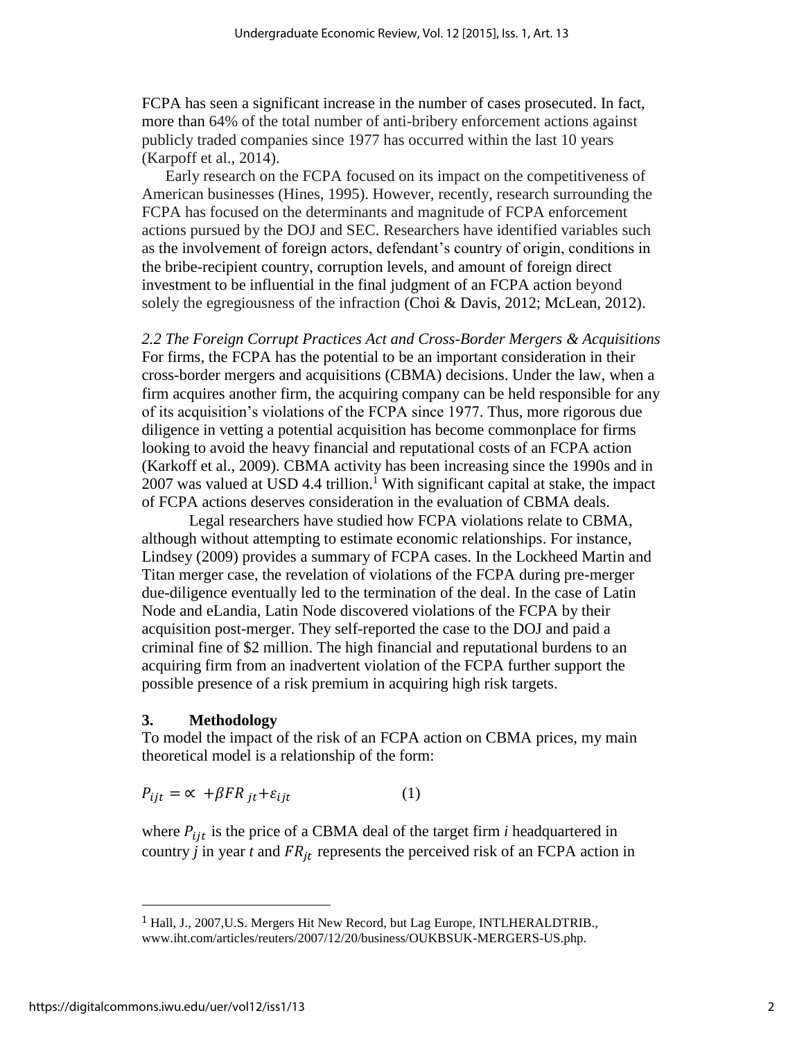FCPA has seen a significant increase in the number of cases prosecuted. In fact, more than 64% of the total number of anti-bribery enforcement actions against publicly traded companies since 1977 has occurred within the last 10 years (Karpoff et al., 2014).

Early research on the FCPA focused on its impact on the competitiveness of American businesses (Hines, 1995). However, recently, research surrounding the FCPA has focused on the determinants and magnitude of FCPA enforcement actions pursued by the DOJ and SEC. Researchers have identified variables such as the involvement of foreign actors, defendant's country of origin, conditions in the bribe-recipient country, corruption levels, and amount of foreign direct investment to be influential in the final judgment of an FCPA action beyond solely the egregiousness of the infraction (Choi & Davis, 2012; McLean, 2012).

### *2.2 The Foreign Corrupt Practices Act and Cross-Border Mergers & Acquisitions*

For firms, the FCPA has the potential to be an important consideration in their cross-border mergers and acquisitions (CBMA) decisions. Under the law, when a firm acquires another firm, the acquiring company can be held responsible for any of its acquisition's violations of the FCPA since 1977. Thus, more rigorous due diligence in vetting a potential acquisition has become commonplace for firms looking to avoid the heavy financial and reputational costs of an FCPA action (Karkoff et al., 2009). CBMA activity has been increasing since the 1990s and in 2007 was valued at USD 4.4 trillion.[1] With significant capital at stake, the impact of FCPA actions deserves consideration in the evaluation of CBMA deals.

Legal researchers have studied how FCPA violations relate to CBMA, although without attempting to estimate economic relationships. For instance, Lindsey (2009) provides a summary of FCPA cases. In the Lockheed Martin and Titan merger case, the revelation of violations of the FCPA during pre-merger due-diligence eventually led to the termination of the deal. In the case of Latin Node and eLandia, Latin Node discovered violations of the FCPA by their acquisition post-merger. They self-reported the case to the DOJ and paid a criminal fine of $2 million. The high financial and reputational burdens to an acquiring firm from an inadvertent violation of the FCPA further support the possible presence of a risk premium in acquiring high risk targets.

## 3. Methodology

To model the impact of the risk of an FCPA action on CBMA prices, my main theoretical model is a relationship of the form:

$$P_{ijt} = \propto + \beta FR_{jt} + \varepsilon_{ijt} \qquad (1)$$

where $P_{ijt}$ is the price of a CBMA deal of the target firm *i* headquartered in country *j* in year *t* and $FR_{jt}$ represents the perceived risk of an FCPA action in

[1] Hall, J., 2007,U.S. Mergers Hit New Record, but Lag Europe, INTLHERALDTRIB., www.iht.com/articles/reuters/2007/12/20/business/OUKBSUK-MERGERS-US.php.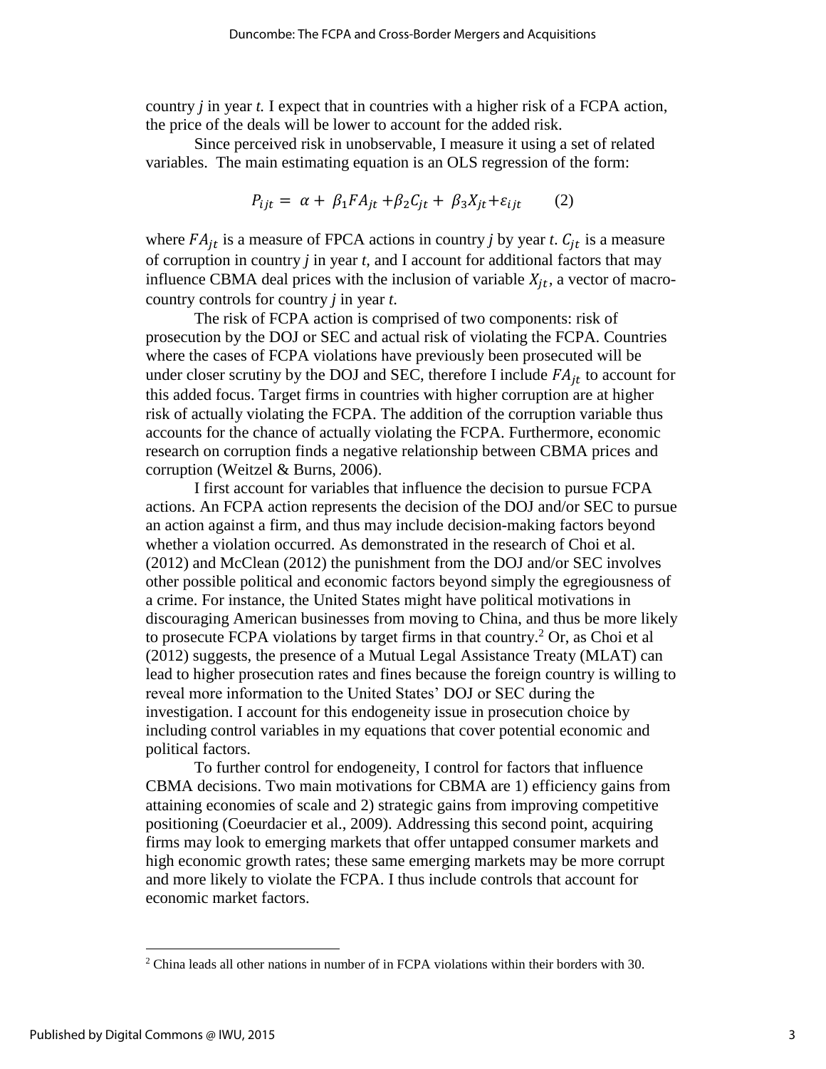country *j* in year *t.* I expect that in countries with a higher risk of a FCPA action, the price of the deals will be lower to account for the added risk.

Since perceived risk in unobservable, I measure it using a set of related variables. The main estimating equation is an OLS regression of the form:

$$P_{ijt} = \alpha + \beta_1 FA_{jt} + \beta_2 C_{jt} + \beta_3 X_{jt} + \varepsilon_{ijt} \qquad (2)$$

where $FA_{jt}$ is a measure of FPCA actions in country *j* by year *t*. $C_{jt}$ is a measure of corruption in country *j* in year *t,* and I account for additional factors that may influence CBMA deal prices with the inclusion of variable $X_{jt}$, a vector of macro-country controls for country *j* in year *t.*

The risk of FCPA action is comprised of two components: risk of prosecution by the DOJ or SEC and actual risk of violating the FCPA. Countries where the cases of FCPA violations have previously been prosecuted will be under closer scrutiny by the DOJ and SEC, therefore I include $FA_{jt}$ to account for this added focus. Target firms in countries with higher corruption are at higher risk of actually violating the FCPA. The addition of the corruption variable thus accounts for the chance of actually violating the FCPA. Furthermore, economic research on corruption finds a negative relationship between CBMA prices and corruption (Weitzel & Burns, 2006).

I first account for variables that influence the decision to pursue FCPA actions. An FCPA action represents the decision of the DOJ and/or SEC to pursue an action against a firm, and thus may include decision-making factors beyond whether a violation occurred. As demonstrated in the research of Choi et al. (2012) and McClean (2012) the punishment from the DOJ and/or SEC involves other possible political and economic factors beyond simply the egregiousness of a crime. For instance, the United States might have political motivations in discouraging American businesses from moving to China, and thus be more likely to prosecute FCPA violations by target firms in that country.[2] Or, as Choi et al (2012) suggests, the presence of a Mutual Legal Assistance Treaty (MLAT) can lead to higher prosecution rates and fines because the foreign country is willing to reveal more information to the United States' DOJ or SEC during the investigation. I account for this endogeneity issue in prosecution choice by including control variables in my equations that cover potential economic and political factors.

To further control for endogeneity, I control for factors that influence CBMA decisions. Two main motivations for CBMA are 1) efficiency gains from attaining economies of scale and 2) strategic gains from improving competitive positioning (Coeurdacier et al., 2009). Addressing this second point, acquiring firms may look to emerging markets that offer untapped consumer markets and high economic growth rates; these same emerging markets may be more corrupt and more likely to violate the FCPA. I thus include controls that account for economic market factors.

[2] China leads all other nations in number of in FCPA violations within their borders with 30.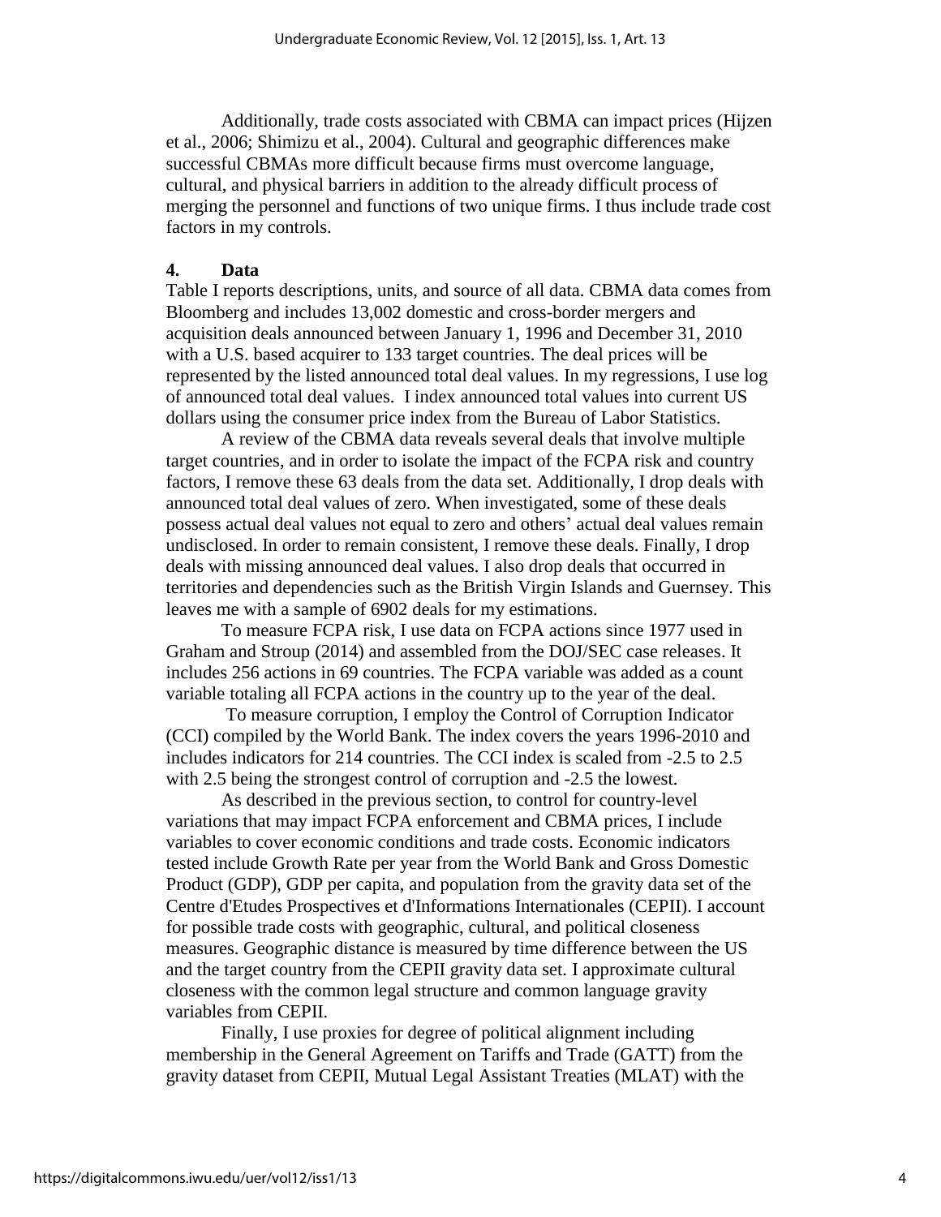Additionally, trade costs associated with CBMA can impact prices (Hijzen et al., 2006; Shimizu et al., 2004). Cultural and geographic differences make successful CBMAs more difficult because firms must overcome language, cultural, and physical barriers in addition to the already difficult process of merging the personnel and functions of two unique firms. I thus include trade cost factors in my controls.

## 4. Data

Table I reports descriptions, units, and source of all data. CBMA data comes from Bloomberg and includes 13,002 domestic and cross-border mergers and acquisition deals announced between January 1, 1996 and December 31, 2010 with a U.S. based acquirer to 133 target countries. The deal prices will be represented by the listed announced total deal values. In my regressions, I use log of announced total deal values. I index announced total values into current US dollars using the consumer price index from the Bureau of Labor Statistics.

A review of the CBMA data reveals several deals that involve multiple target countries, and in order to isolate the impact of the FCPA risk and country factors, I remove these 63 deals from the data set. Additionally, I drop deals with announced total deal values of zero. When investigated, some of these deals possess actual deal values not equal to zero and others' actual deal values remain undisclosed. In order to remain consistent, I remove these deals. Finally, I drop deals with missing announced deal values. I also drop deals that occurred in territories and dependencies such as the British Virgin Islands and Guernsey. This leaves me with a sample of 6902 deals for my estimations.

To measure FCPA risk, I use data on FCPA actions since 1977 used in Graham and Stroup (2014) and assembled from the DOJ/SEC case releases. It includes 256 actions in 69 countries. The FCPA variable was added as a count variable totaling all FCPA actions in the country up to the year of the deal.

To measure corruption, I employ the Control of Corruption Indicator (CCI) compiled by the World Bank. The index covers the years 1996-2010 and includes indicators for 214 countries. The CCI index is scaled from -2.5 to 2.5 with 2.5 being the strongest control of corruption and -2.5 the lowest.

As described in the previous section, to control for country-level variations that may impact FCPA enforcement and CBMA prices, I include variables to cover economic conditions and trade costs. Economic indicators tested include Growth Rate per year from the World Bank and Gross Domestic Product (GDP), GDP per capita, and population from the gravity data set of the Centre d'Etudes Prospectives et d'Informations Internationales (CEPII). I account for possible trade costs with geographic, cultural, and political closeness measures. Geographic distance is measured by time difference between the US and the target country from the CEPII gravity data set. I approximate cultural closeness with the common legal structure and common language gravity variables from CEPII.

Finally, I use proxies for degree of political alignment including membership in the General Agreement on Tariffs and Trade (GATT) from the gravity dataset from CEPII, Mutual Legal Assistant Treaties (MLAT) with the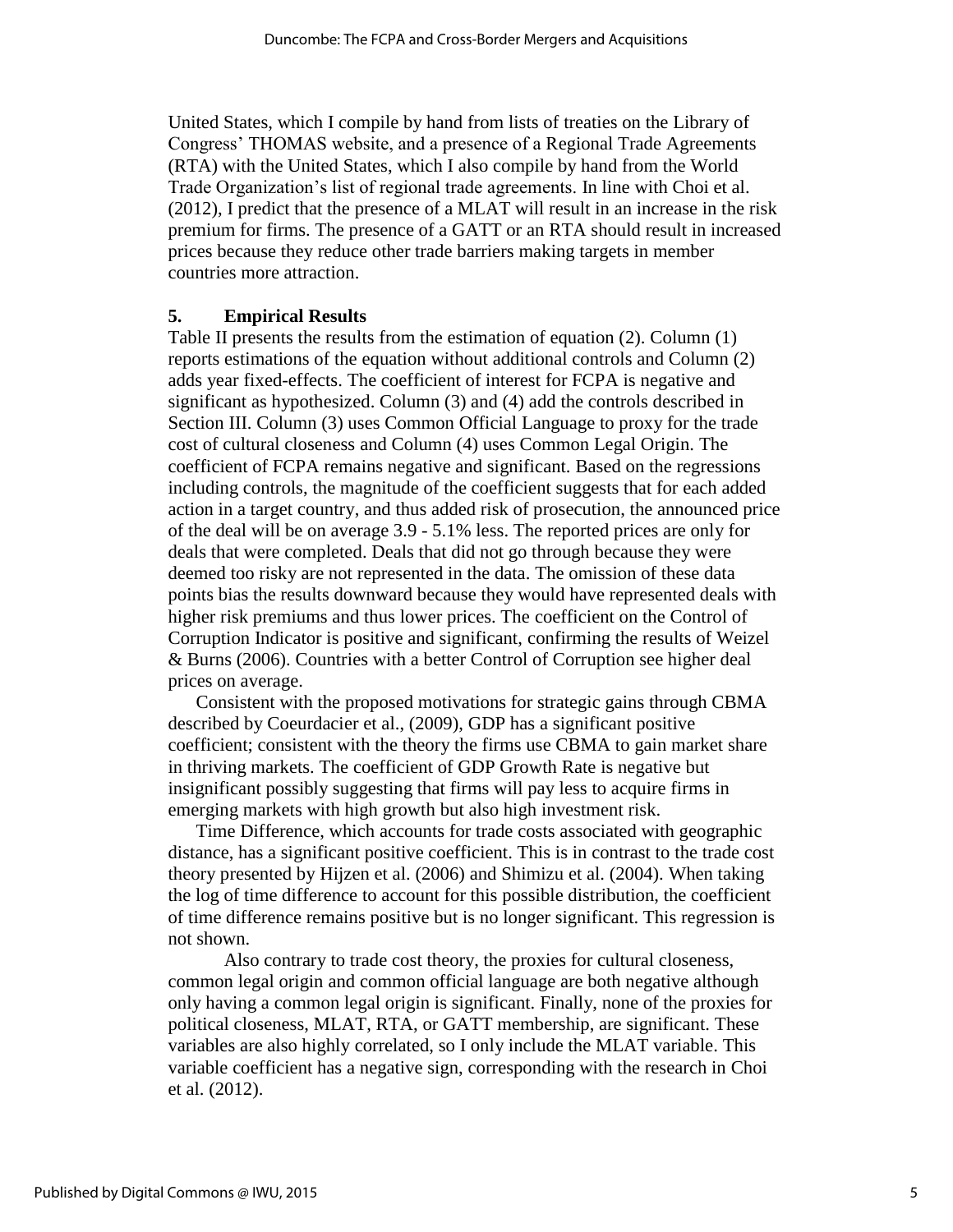United States, which I compile by hand from lists of treaties on the Library of Congress' THOMAS website, and a presence of a Regional Trade Agreements (RTA) with the United States, which I also compile by hand from the World Trade Organization's list of regional trade agreements. In line with Choi et al. (2012), I predict that the presence of a MLAT will result in an increase in the risk premium for firms. The presence of a GATT or an RTA should result in increased prices because they reduce other trade barriers making targets in member countries more attraction.

## 5. Empirical Results

Table II presents the results from the estimation of equation (2). Column (1) reports estimations of the equation without additional controls and Column (2) adds year fixed-effects. The coefficient of interest for FCPA is negative and significant as hypothesized. Column (3) and (4) add the controls described in Section III. Column (3) uses Common Official Language to proxy for the trade cost of cultural closeness and Column (4) uses Common Legal Origin. The coefficient of FCPA remains negative and significant. Based on the regressions including controls, the magnitude of the coefficient suggests that for each added action in a target country, and thus added risk of prosecution, the announced price of the deal will be on average 3.9 - 5.1% less. The reported prices are only for deals that were completed. Deals that did not go through because they were deemed too risky are not represented in the data. The omission of these data points bias the results downward because they would have represented deals with higher risk premiums and thus lower prices. The coefficient on the Control of Corruption Indicator is positive and significant, confirming the results of Weizel & Burns (2006). Countries with a better Control of Corruption see higher deal prices on average.

Consistent with the proposed motivations for strategic gains through CBMA described by Coeurdacier et al., (2009), GDP has a significant positive coefficient; consistent with the theory the firms use CBMA to gain market share in thriving markets. The coefficient of GDP Growth Rate is negative but insignificant possibly suggesting that firms will pay less to acquire firms in emerging markets with high growth but also high investment risk.

Time Difference, which accounts for trade costs associated with geographic distance, has a significant positive coefficient. This is in contrast to the trade cost theory presented by Hijzen et al. (2006) and Shimizu et al. (2004). When taking the log of time difference to account for this possible distribution, the coefficient of time difference remains positive but is no longer significant. This regression is not shown.

Also contrary to trade cost theory, the proxies for cultural closeness, common legal origin and common official language are both negative although only having a common legal origin is significant. Finally, none of the proxies for political closeness, MLAT, RTA, or GATT membership, are significant. These variables are also highly correlated, so I only include the MLAT variable. This variable coefficient has a negative sign, corresponding with the research in Choi et al. (2012).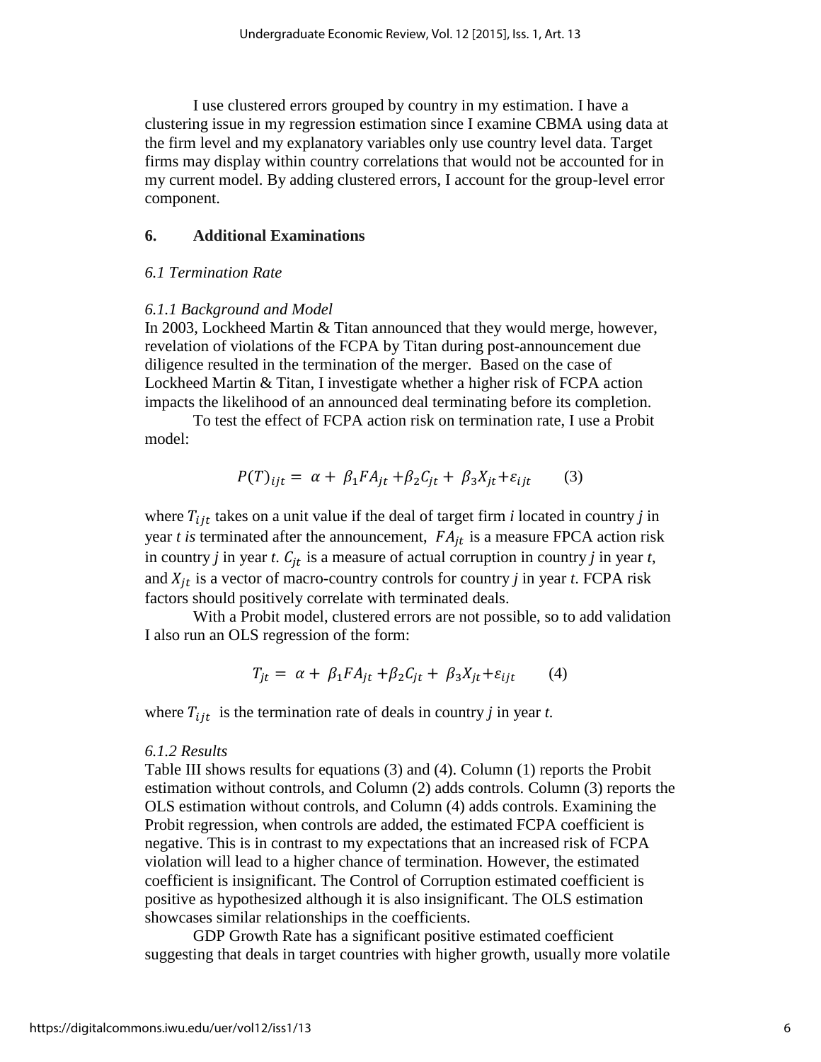I use clustered errors grouped by country in my estimation. I have a clustering issue in my regression estimation since I examine CBMA using data at the firm level and my explanatory variables only use country level data. Target firms may display within country correlations that would not be accounted for in my current model. By adding clustered errors, I account for the group-level error component.

## 6. Additional Examinations

### *6.1 Termination Rate*

#### *6.1.1 Background and Model*

In 2003, Lockheed Martin & Titan announced that they would merge, however, revelation of violations of the FCPA by Titan during post-announcement due diligence resulted in the termination of the merger. Based on the case of Lockheed Martin & Titan, I investigate whether a higher risk of FCPA action impacts the likelihood of an announced deal terminating before its completion.

To test the effect of FCPA action risk on termination rate, I use a Probit model:

$$P(T)_{ijt} = \alpha + \beta_1 FA_{jt} + \beta_2 C_{jt} + \beta_3 X_{jt} + \varepsilon_{ijt} \qquad (3)$$

where $T_{ijt}$ takes on a unit value if the deal of target firm *i* located in country *j* in year *t is* terminated after the announcement, $FA_{jt}$ is a measure FPCA action risk in country *j* in year *t*. $C_{jt}$ is a measure of actual corruption in country *j* in year *t*, and $X_{jt}$ is a vector of macro-country controls for country *j* in year *t*. FCPA risk factors should positively correlate with terminated deals.

With a Probit model, clustered errors are not possible, so to add validation I also run an OLS regression of the form:

$$T_{jt} = \alpha + \beta_1 FA_{jt} + \beta_2 C_{jt} + \beta_3 X_{jt} + \varepsilon_{ijt} \qquad (4)$$

where $T_{ijt}$ is the termination rate of deals in country *j* in year *t*.

#### *6.1.2 Results*

Table III shows results for equations (3) and (4). Column (1) reports the Probit estimation without controls, and Column (2) adds controls. Column (3) reports the OLS estimation without controls, and Column (4) adds controls. Examining the Probit regression, when controls are added, the estimated FCPA coefficient is negative. This is in contrast to my expectations that an increased risk of FCPA violation will lead to a higher chance of termination. However, the estimated coefficient is insignificant. The Control of Corruption estimated coefficient is positive as hypothesized although it is also insignificant. The OLS estimation showcases similar relationships in the coefficients.

GDP Growth Rate has a significant positive estimated coefficient suggesting that deals in target countries with higher growth, usually more volatile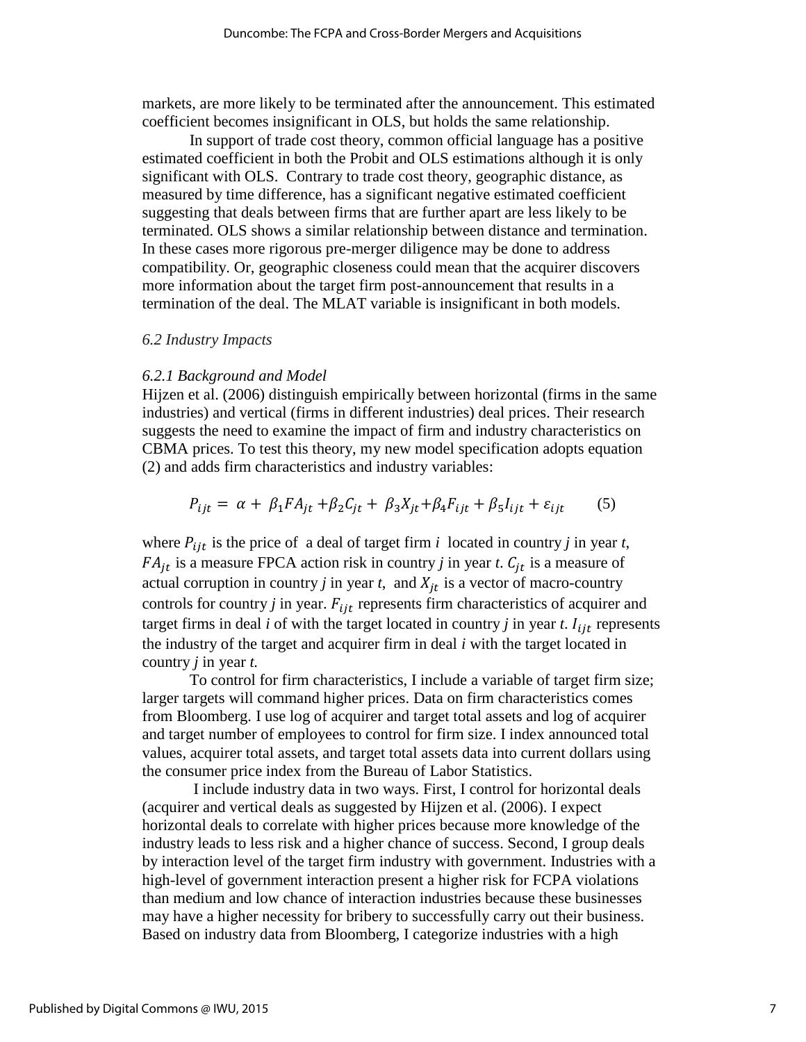markets, are more likely to be terminated after the announcement. This estimated coefficient becomes insignificant in OLS, but holds the same relationship.

In support of trade cost theory, common official language has a positive estimated coefficient in both the Probit and OLS estimations although it is only significant with OLS. Contrary to trade cost theory, geographic distance, as measured by time difference, has a significant negative estimated coefficient suggesting that deals between firms that are further apart are less likely to be terminated. OLS shows a similar relationship between distance and termination. In these cases more rigorous pre-merger diligence may be done to address compatibility. Or, geographic closeness could mean that the acquirer discovers more information about the target firm post-announcement that results in a termination of the deal. The MLAT variable is insignificant in both models.

### *6.2 Industry Impacts*

#### *6.2.1 Background and Model*

Hijzen et al. (2006) distinguish empirically between horizontal (firms in the same industries) and vertical (firms in different industries) deal prices. Their research suggests the need to examine the impact of firm and industry characteristics on CBMA prices. To test this theory, my new model specification adopts equation (2) and adds firm characteristics and industry variables:

$$P_{ijt} = \alpha + \beta_1 FA_{jt} + \beta_2 C_{jt} + \beta_3 X_{jt} + \beta_4 F_{ijt} + \beta_5 I_{ijt} + \varepsilon_{ijt} \qquad (5)$$

where $P_{ijt}$ is the price of a deal of target firm *i* located in country *j* in year *t*, $FA_{jt}$ is a measure FPCA action risk in country *j* in year *t*. $C_{jt}$ is a measure of actual corruption in country *j* in year *t*, and $X_{jt}$ is a vector of macro-country controls for country *j* in year. $F_{ijt}$ represents firm characteristics of acquirer and target firms in deal *i* of with the target located in country *j* in year *t*. $I_{ijt}$ represents the industry of the target and acquirer firm in deal *i* with the target located in country *j* in year *t.*

To control for firm characteristics, I include a variable of target firm size; larger targets will command higher prices. Data on firm characteristics comes from Bloomberg. I use log of acquirer and target total assets and log of acquirer and target number of employees to control for firm size. I index announced total values, acquirer total assets, and target total assets data into current dollars using the consumer price index from the Bureau of Labor Statistics.

I include industry data in two ways. First, I control for horizontal deals (acquirer and vertical deals as suggested by Hijzen et al. (2006). I expect horizontal deals to correlate with higher prices because more knowledge of the industry leads to less risk and a higher chance of success. Second, I group deals by interaction level of the target firm industry with government. Industries with a high-level of government interaction present a higher risk for FCPA violations than medium and low chance of interaction industries because these businesses may have a higher necessity for bribery to successfully carry out their business. Based on industry data from Bloomberg, I categorize industries with a high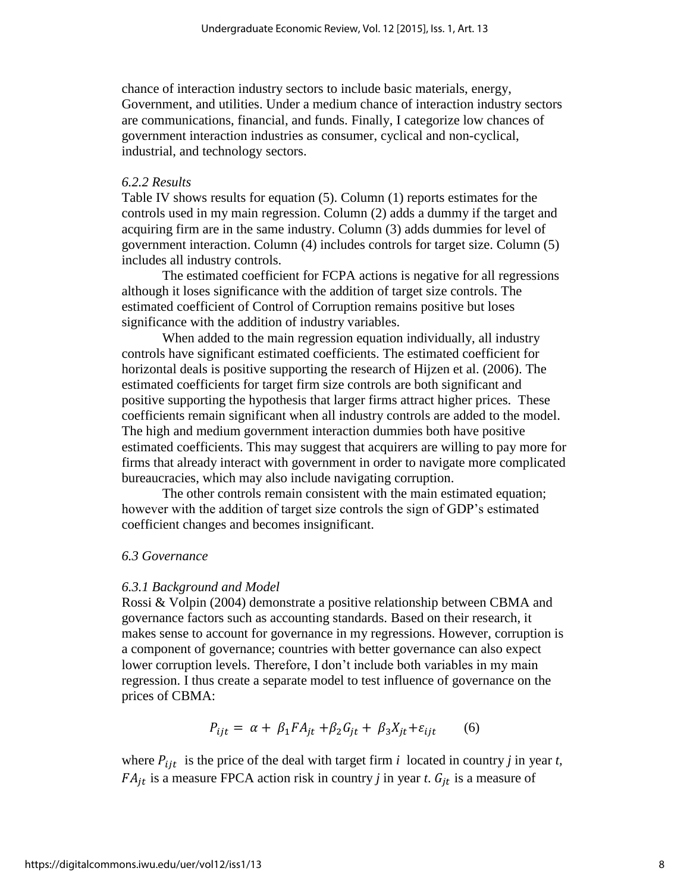chance of interaction industry sectors to include basic materials, energy, Government, and utilities. Under a medium chance of interaction industry sectors are communications, financial, and funds. Finally, I categorize low chances of government interaction industries as consumer, cyclical and non-cyclical, industrial, and technology sectors.

### *6.2.2 Results*

Table IV shows results for equation (5). Column (1) reports estimates for the controls used in my main regression. Column (2) adds a dummy if the target and acquiring firm are in the same industry. Column (3) adds dummies for level of government interaction. Column (4) includes controls for target size. Column (5) includes all industry controls.

The estimated coefficient for FCPA actions is negative for all regressions although it loses significance with the addition of target size controls. The estimated coefficient of Control of Corruption remains positive but loses significance with the addition of industry variables.

When added to the main regression equation individually, all industry controls have significant estimated coefficients. The estimated coefficient for horizontal deals is positive supporting the research of Hijzen et al. (2006). The estimated coefficients for target firm size controls are both significant and positive supporting the hypothesis that larger firms attract higher prices. These coefficients remain significant when all industry controls are added to the model. The high and medium government interaction dummies both have positive estimated coefficients. This may suggest that acquirers are willing to pay more for firms that already interact with government in order to navigate more complicated bureaucracies, which may also include navigating corruption.

The other controls remain consistent with the main estimated equation; however with the addition of target size controls the sign of GDP's estimated coefficient changes and becomes insignificant.

## *6.3 Governance*

### *6.3.1 Background and Model*

Rossi & Volpin (2004) demonstrate a positive relationship between CBMA and governance factors such as accounting standards. Based on their research, it makes sense to account for governance in my regressions. However, corruption is a component of governance; countries with better governance can also expect lower corruption levels. Therefore, I don't include both variables in my main regression. I thus create a separate model to test influence of governance on the prices of CBMA:

$$P_{ijt} = \alpha + \beta_1 FA_{jt} + \beta_2 G_{jt} + \beta_3 X_{jt} + \varepsilon_{ijt} \qquad (6)$$

where $P_{ijt}$ is the price of the deal with target firm *i* located in country *j* in year *t*, $FA_{jt}$ is a measure FPCA action risk in country *j* in year *t*. $G_{jt}$ is a measure of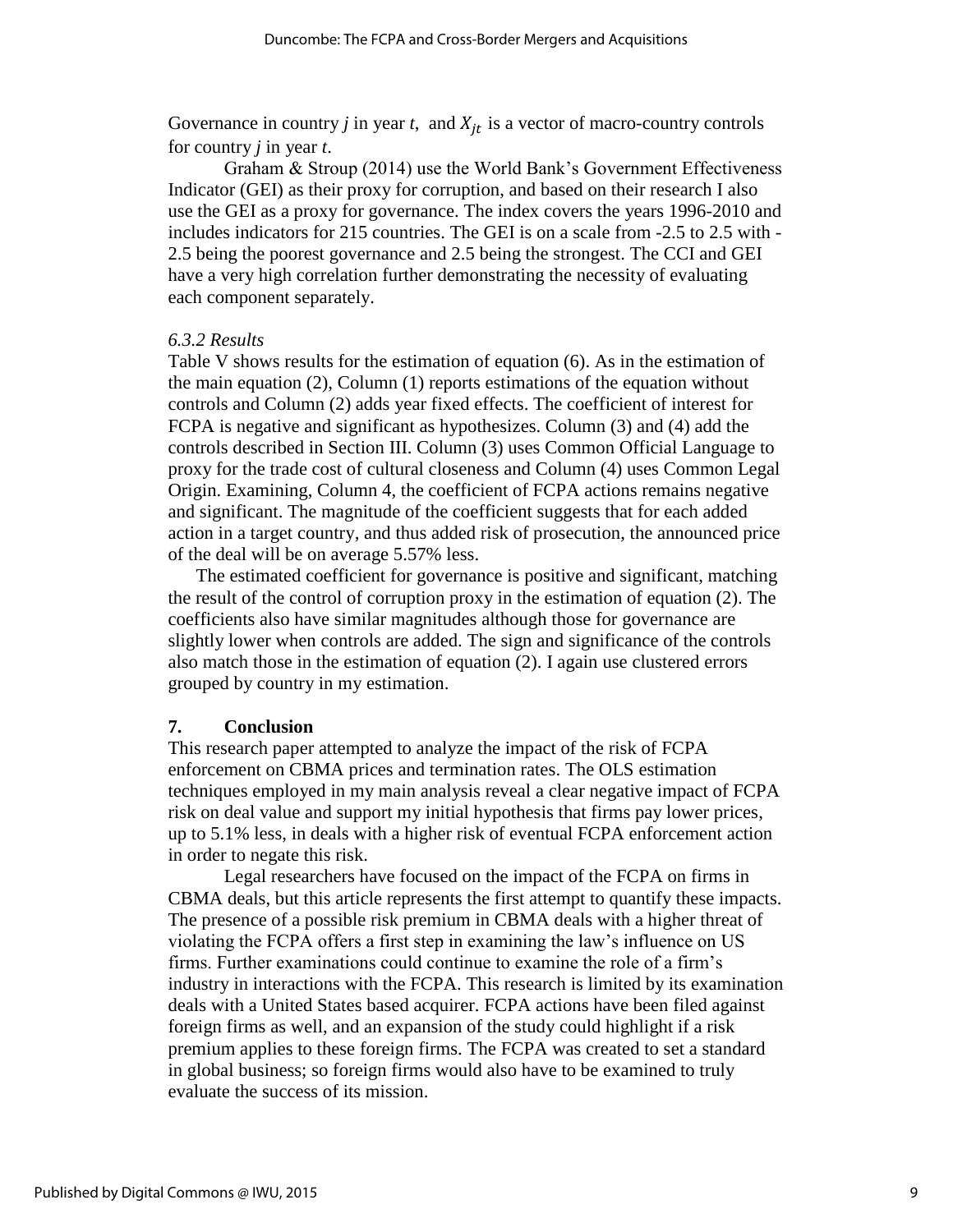Governance in country *j* in year *t*, and $X_{jt}$ is a vector of macro-country controls for country *j* in year *t*.

Graham & Stroup (2014) use the World Bank's Government Effectiveness Indicator (GEI) as their proxy for corruption, and based on their research I also use the GEI as a proxy for governance. The index covers the years 1996-2010 and includes indicators for 215 countries. The GEI is on a scale from -2.5 to 2.5 with -2.5 being the poorest governance and 2.5 being the strongest. The CCI and GEI have a very high correlation further demonstrating the necessity of evaluating each component separately.

### *6.3.2 Results*

Table V shows results for the estimation of equation (6). As in the estimation of the main equation (2), Column (1) reports estimations of the equation without controls and Column (2) adds year fixed effects. The coefficient of interest for FCPA is negative and significant as hypothesizes. Column (3) and (4) add the controls described in Section III. Column (3) uses Common Official Language to proxy for the trade cost of cultural closeness and Column (4) uses Common Legal Origin. Examining, Column 4, the coefficient of FCPA actions remains negative and significant. The magnitude of the coefficient suggests that for each added action in a target country, and thus added risk of prosecution, the announced price of the deal will be on average 5.57% less.

The estimated coefficient for governance is positive and significant, matching the result of the control of corruption proxy in the estimation of equation (2). The coefficients also have similar magnitudes although those for governance are slightly lower when controls are added. The sign and significance of the controls also match those in the estimation of equation (2). I again use clustered errors grouped by country in my estimation.

## 7. Conclusion

This research paper attempted to analyze the impact of the risk of FCPA enforcement on CBMA prices and termination rates. The OLS estimation techniques employed in my main analysis reveal a clear negative impact of FCPA risk on deal value and support my initial hypothesis that firms pay lower prices, up to 5.1% less, in deals with a higher risk of eventual FCPA enforcement action in order to negate this risk.

Legal researchers have focused on the impact of the FCPA on firms in CBMA deals, but this article represents the first attempt to quantify these impacts. The presence of a possible risk premium in CBMA deals with a higher threat of violating the FCPA offers a first step in examining the law's influence on US firms. Further examinations could continue to examine the role of a firm's industry in interactions with the FCPA. This research is limited by its examination deals with a United States based acquirer. FCPA actions have been filed against foreign firms as well, and an expansion of the study could highlight if a risk premium applies to these foreign firms. The FCPA was created to set a standard in global business; so foreign firms would also have to be examined to truly evaluate the success of its mission.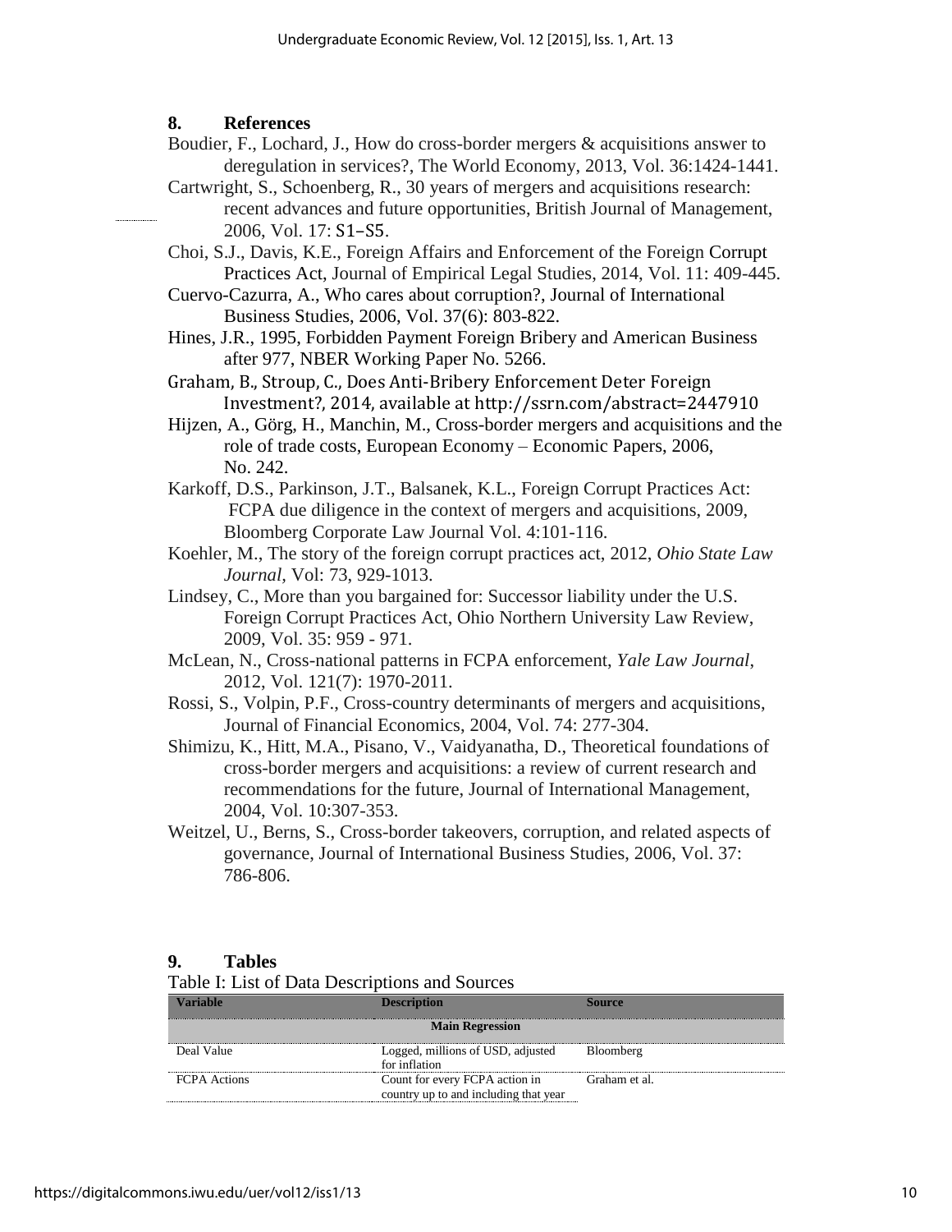## 8. References

Boudier, F., Lochard, J., How do cross-border mergers & acquisitions answer to deregulation in services?, The World Economy, 2013, Vol. 36:1424-1441.

Cartwright, S., Schoenberg, R., 30 years of mergers and acquisitions research: recent advances and future opportunities, British Journal of Management, 2006, Vol. 17: S1–S5.

Choi, S.J., Davis, K.E., Foreign Affairs and Enforcement of the Foreign Corrupt Practices Act, Journal of Empirical Legal Studies, 2014, Vol. 11: 409-445.

Cuervo-Cazurra, A., Who cares about corruption?, Journal of International Business Studies, 2006, Vol. 37(6): 803-822.

Hines, J.R., 1995, Forbidden Payment Foreign Bribery and American Business after 977, NBER Working Paper No. 5266.

Graham, B., Stroup, C., Does Anti-Bribery Enforcement Deter Foreign Investment?, 2014, available at http://ssrn.com/abstract=2447910

Hijzen, A., Görg, H., Manchin, M., Cross-border mergers and acquisitions and the role of trade costs, European Economy – Economic Papers, 2006, No. 242.

Karkoff, D.S., Parkinson, J.T., Balsanek, K.L., Foreign Corrupt Practices Act: FCPA due diligence in the context of mergers and acquisitions, 2009, Bloomberg Corporate Law Journal Vol. 4:101-116.

Koehler, M., The story of the foreign corrupt practices act, 2012, *Ohio State Law Journal*, Vol: 73, 929-1013.

Lindsey, C., More than you bargained for: Successor liability under the U.S. Foreign Corrupt Practices Act, Ohio Northern University Law Review, 2009, Vol. 35: 959 - 971.

McLean, N., Cross-national patterns in FCPA enforcement, *Yale Law Journal*, 2012, Vol. 121(7): 1970-2011.

Rossi, S., Volpin, P.F., Cross-country determinants of mergers and acquisitions, Journal of Financial Economics, 2004, Vol. 74: 277-304.

Shimizu, K., Hitt, M.A., Pisano, V., Vaidyanatha, D., Theoretical foundations of cross-border mergers and acquisitions: a review of current research and recommendations for the future, Journal of International Management, 2004, Vol. 10:307-353.

Weitzel, U., Berns, S., Cross-border takeovers, corruption, and related aspects of governance, Journal of International Business Studies, 2006, Vol. 37: 786-806.

## 9. Tables

Table I: List of Data Descriptions and Sources

| Variable | Description | Source |
|---|---|---|
| | **Main Regression** | |
| Deal Value | Logged, millions of USD, adjusted for inflation | Bloomberg |
| FCPA Actions | Count for every FCPA action in country up to and including that year | Graham et al. |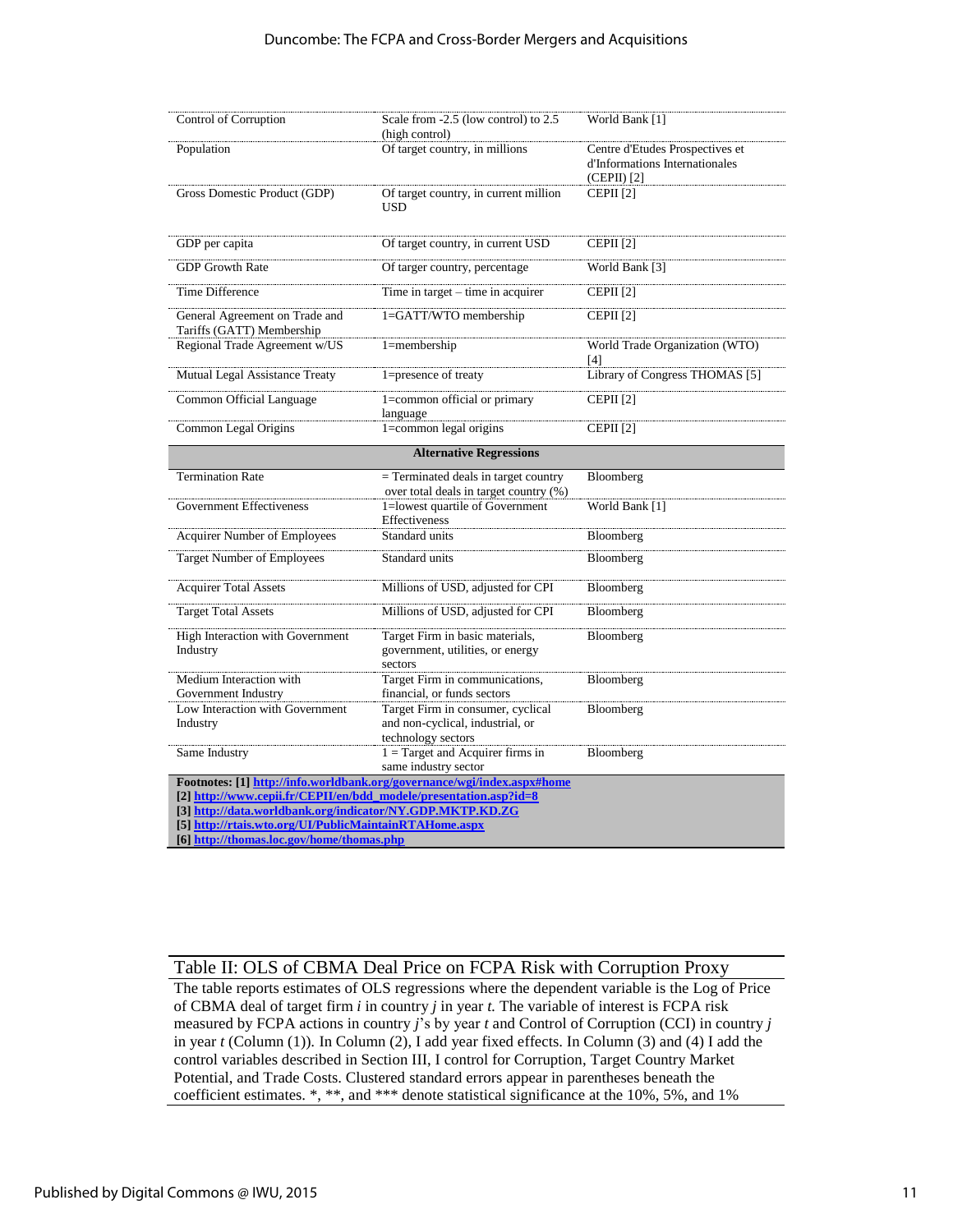| | | |
|---|---|---|
| Control of Corruption | Scale from -2.5 (low control) to 2.5 (high control) | World Bank [1] |
| Population | Of target country, in millions | Centre d'Etudes Prospectives et d'Informations Internationales (CEPII) [2] |
| Gross Domestic Product (GDP) | Of target country, in current million USD | CEPII [2] |
| GDP per capita | Of target country, in current USD | CEPII [2] |
| GDP Growth Rate | Of targer country, percentage | World Bank [3] |
| Time Difference | Time in target – time in acquirer | CEPII [2] |
| General Agreement on Trade and Tariffs (GATT) Membership | 1=GATT/WTO membership | CEPII [2] |
| Regional Trade Agreement w/US | 1=membership | World Trade Organization (WTO) [4] |
| Mutual Legal Assistance Treaty | 1=presence of treaty | Library of Congress THOMAS [5] |
| Common Official Language | 1=common official or primary language | CEPII [2] |
| Common Legal Origins | 1=common legal origins | CEPII [2] |
| **Alternative Regressions** | | |
| Termination Rate | = Terminated deals in target country over total deals in target country (%) | Bloomberg |
| Government Effectiveness | 1=lowest quartile of Government Effectiveness | World Bank [1] |
| Acquirer Number of Employees | Standard units | Bloomberg |
| Target Number of Employees | Standard units | Bloomberg |
| Acquirer Total Assets | Millions of USD, adjusted for CPI | Bloomberg |
| Target Total Assets | Millions of USD, adjusted for CPI | Bloomberg |
| High Interaction with Government Industry | Target Firm in basic materials, government, utilities, or energy sectors | Bloomberg |
| Medium Interaction with Government Industry | Target Firm in communications, financial, or funds sectors | Bloomberg |
| Low Interaction with Government Industry | Target Firm in consumer, cyclical and non-cyclical, industrial, or technology sectors | Bloomberg |
| Same Industry | 1 = Target and Acquirer firms in same industry sector | Bloomberg |

**Footnotes: [1] http://info.worldbank.org/governance/wgi/index.aspx#home**
**[2] http://www.cepii.fr/CEPII/en/bdd_modele/presentation.asp?id=8**
**[3] http://data.worldbank.org/indicator/NY.GDP.MKTP.KD.ZG**
**[5] http://rtais.wto.org/UI/PublicMaintainRTAHome.aspx**
**[6] http://thomas.loc.gov/home/thomas.php**

## Table II: OLS of CBMA Deal Price on FCPA Risk with Corruption Proxy

The table reports estimates of OLS regressions where the dependent variable is the Log of Price of CBMA deal of target firm *i* in country *j* in year *t.* The variable of interest is FCPA risk measured by FCPA actions in country *j*'s by year *t* and Control of Corruption (CCI) in country *j* in year *t* (Column (1)). In Column (2), I add year fixed effects. In Column (3) and (4) I add the control variables described in Section III, I control for Corruption, Target Country Market Potential, and Trade Costs. Clustered standard errors appear in parentheses beneath the coefficient estimates. *, **, and *** denote statistical significance at the 10%, 5%, and 1%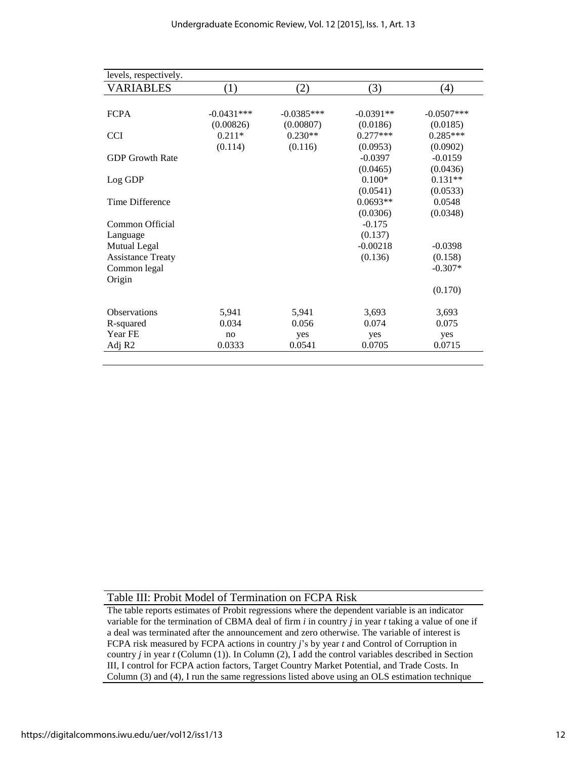levels, respectively.

| VARIABLES | (1) | (2) | (3) | (4) |
|---|---|---|---|---|
| FCPA | -0.0431*** | -0.0385*** | -0.0391** | -0.0507*** |
| | (0.00826) | (0.00807) | (0.0186) | (0.0185) |
| CCI | 0.211* | 0.230** | 0.277*** | 0.285*** |
| | (0.114) | (0.116) | (0.0953) | (0.0902) |
| GDP Growth Rate | | | -0.0397 | -0.0159 |
| | | | (0.0465) | (0.0436) |
| Log GDP | | | 0.100* | 0.131** |
| | | | (0.0541) | (0.0533) |
| Time Difference | | | 0.0693** | 0.0548 |
| | | | (0.0306) | (0.0348) |
| Common Official Language | | | -0.175 | |
| | | | (0.137) | |
| Mutual Legal Assistance Treaty | | | -0.00218 | -0.0398 |
| | | | (0.136) | (0.158) |
| Common legal Origin | | | | -0.307* |
| | | | | (0.170) |
| Observations | 5,941 | 5,941 | 3,693 | 3,693 |
| R-squared | 0.034 | 0.056 | 0.074 | 0.075 |
| Year FE | no | yes | yes | yes |
| Adj R2 | 0.0333 | 0.0541 | 0.0705 | 0.0715 |

Table III: Probit Model of Termination on FCPA Risk

The table reports estimates of Probit regressions where the dependent variable is an indicator variable for the termination of CBMA deal of firm *i* in country *j* in year *t* taking a value of one if a deal was terminated after the announcement and zero otherwise. The variable of interest is FCPA risk measured by FCPA actions in country *j*'s by year *t* and Control of Corruption in country *j* in year *t* (Column (1)). In Column (2), I add the control variables described in Section III, I control for FCPA action factors, Target Country Market Potential, and Trade Costs. In Column (3) and (4), I run the same regressions listed above using an OLS estimation technique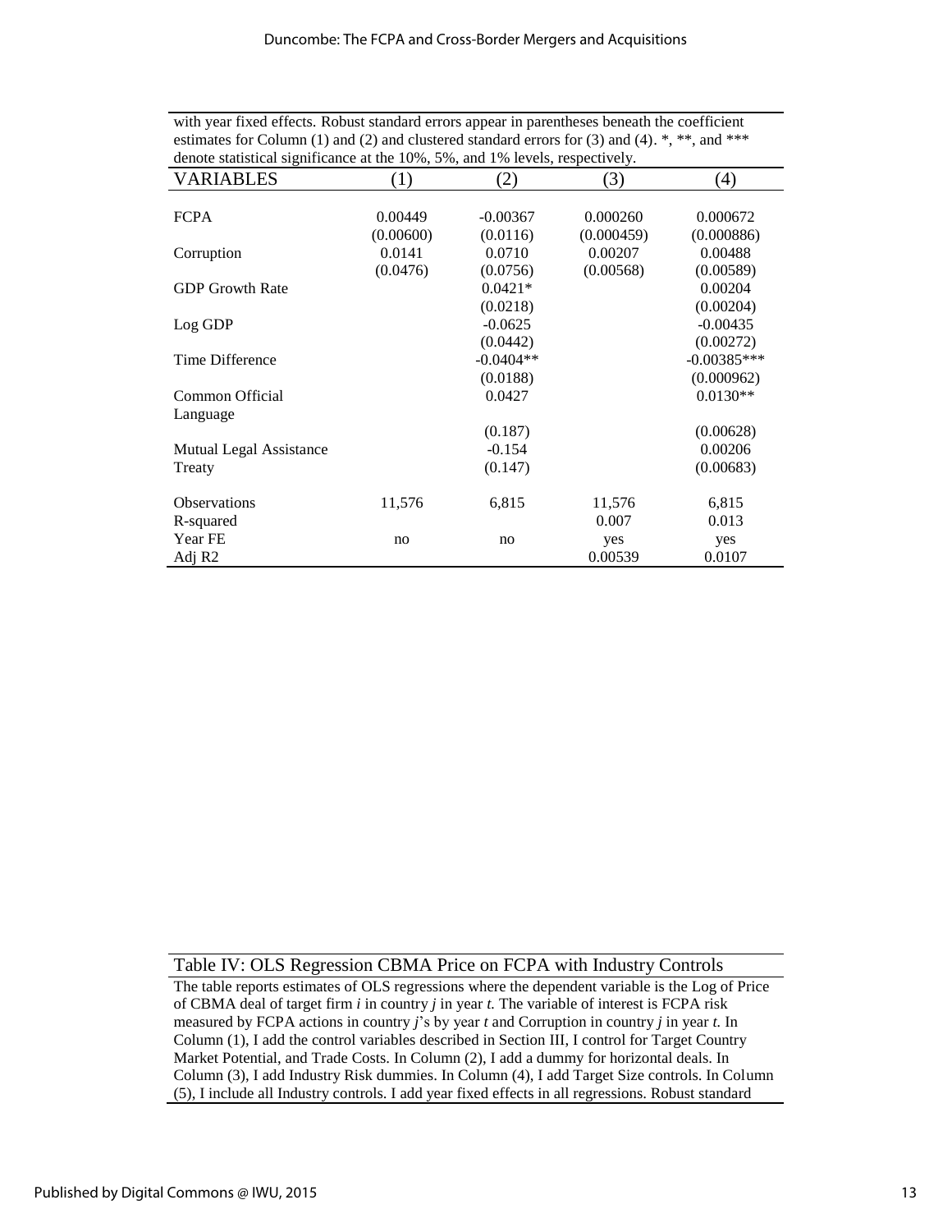with year fixed effects. Robust standard errors appear in parentheses beneath the coefficient estimates for Column (1) and (2) and clustered standard errors for (3) and (4). *, **, and *** denote statistical significance at the 10%, 5%, and 1% levels, respectively.

| VARIABLES | (1) | (2) | (3) | (4) |
|---|---|---|---|---|
| FCPA | 0.00449 | -0.00367 | 0.000260 | 0.000672 |
| | (0.00600) | (0.0116) | (0.000459) | (0.000886) |
| Corruption | 0.0141 | 0.0710 | 0.00207 | 0.00488 |
| | (0.0476) | (0.0756) | (0.00568) | (0.00589) |
| GDP Growth Rate | | 0.0421* | | 0.00204 |
| | | (0.0218) | | (0.00204) |
| Log GDP | | -0.0625 | | -0.00435 |
| | | (0.0442) | | (0.00272) |
| Time Difference | | -0.0404** | | -0.00385*** |
| | | (0.0188) | | (0.000962) |
| Common Official Language | | 0.0427 | | 0.0130** |
| | | (0.187) | | (0.00628) |
| Mutual Legal Assistance Treaty | | -0.154 | | 0.00206 |
| | | (0.147) | | (0.00683) |
| Observations | 11,576 | 6,815 | 11,576 | 6,815 |
| R-squared | | | 0.007 | 0.013 |
| Year FE | no | no | yes | yes |
| Adj R2 | | | 0.00539 | 0.0107 |

Table IV: OLS Regression CBMA Price on FCPA with Industry Controls

The table reports estimates of OLS regressions where the dependent variable is the Log of Price of CBMA deal of target firm *i* in country *j* in year *t.* The variable of interest is FCPA risk measured by FCPA actions in country *j*'s by year *t* and Corruption in country *j* in year *t.* In Column (1), I add the control variables described in Section III, I control for Target Country Market Potential, and Trade Costs. In Column (2), I add a dummy for horizontal deals. In Column (3), I add Industry Risk dummies. In Column (4), I add Target Size controls. In Column (5), I include all Industry controls. I add year fixed effects in all regressions. Robust standard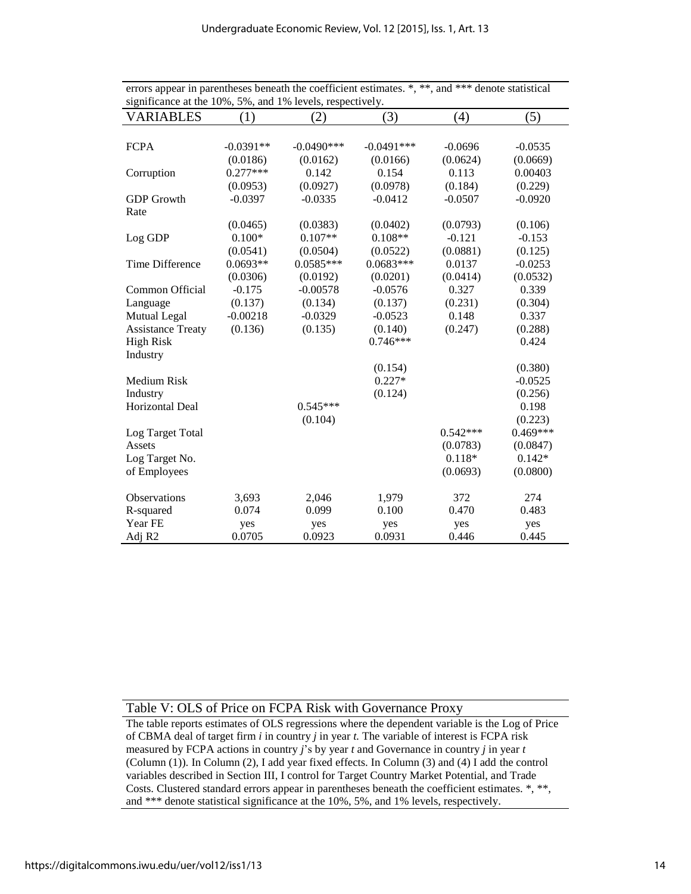errors appear in parentheses beneath the coefficient estimates. *, **, and *** denote statistical significance at the 10%, 5%, and 1% levels, respectively.

| VARIABLES | (1) | (2) | (3) | (4) | (5) |
|---|---|---|---|---|---|
| FCPA | -0.0391** | -0.0490*** | -0.0491*** | -0.0696 | -0.0535 |
| | (0.0186) | (0.0162) | (0.0166) | (0.0624) | (0.0669) |
| Corruption | 0.277*** | 0.142 | 0.154 | 0.113 | 0.00403 |
| | (0.0953) | (0.0927) | (0.0978) | (0.184) | (0.229) |
| GDP Growth Rate | -0.0397 | -0.0335 | -0.0412 | -0.0507 | -0.0920 |
| | (0.0465) | (0.0383) | (0.0402) | (0.0793) | (0.106) |
| Log GDP | 0.100* | 0.107** | 0.108** | -0.121 | -0.153 |
| | (0.0541) | (0.0504) | (0.0522) | (0.0881) | (0.125) |
| Time Difference | 0.0693** | 0.0585*** | 0.0683*** | 0.0137 | -0.0253 |
| | (0.0306) | (0.0192) | (0.0201) | (0.0414) | (0.0532) |
| Common Official Language | -0.175 | -0.00578 | -0.0576 | 0.327 | 0.339 |
| | (0.137) | (0.134) | (0.137) | (0.231) | (0.304) |
| Mutual Legal Assistance Treaty | -0.00218 | -0.0329 | -0.0523 | 0.148 | 0.337 |
| | (0.136) | (0.135) | (0.140) | (0.247) | (0.288) |
| High Risk Industry | | | 0.746*** | | 0.424 |
| | | | (0.154) | | (0.380) |
| Medium Risk Industry | | | 0.227* | | -0.0525 |
| | | | (0.124) | | (0.256) |
| Horizontal Deal | | 0.545*** | | | 0.198 |
| | | (0.104) | | | (0.223) |
| Log Target Total Assets | | | | 0.542*** | 0.469*** |
| | | | | (0.0783) | (0.0847) |
| Log Target No. of Employees | | | | 0.118* | 0.142* |
| | | | | (0.0693) | (0.0800) |
| Observations | 3,693 | 2,046 | 1,979 | 372 | 274 |
| R-squared | 0.074 | 0.099 | 0.100 | 0.470 | 0.483 |
| Year FE | yes | yes | yes | yes | yes |
| Adj R2 | 0.0705 | 0.0923 | 0.0931 | 0.446 | 0.445 |

Table V: OLS of Price on FCPA Risk with Governance Proxy

The table reports estimates of OLS regressions where the dependent variable is the Log of Price of CBMA deal of target firm *i* in country *j* in year *t.* The variable of interest is FCPA risk measured by FCPA actions in country *j*'s by year *t* and Governance in country *j* in year *t* (Column (1)). In Column (2), I add year fixed effects. In Column (3) and (4) I add the control variables described in Section III, I control for Target Country Market Potential, and Trade Costs. Clustered standard errors appear in parentheses beneath the coefficient estimates. *, **, and *** denote statistical significance at the 10%, 5%, and 1% levels, respectively.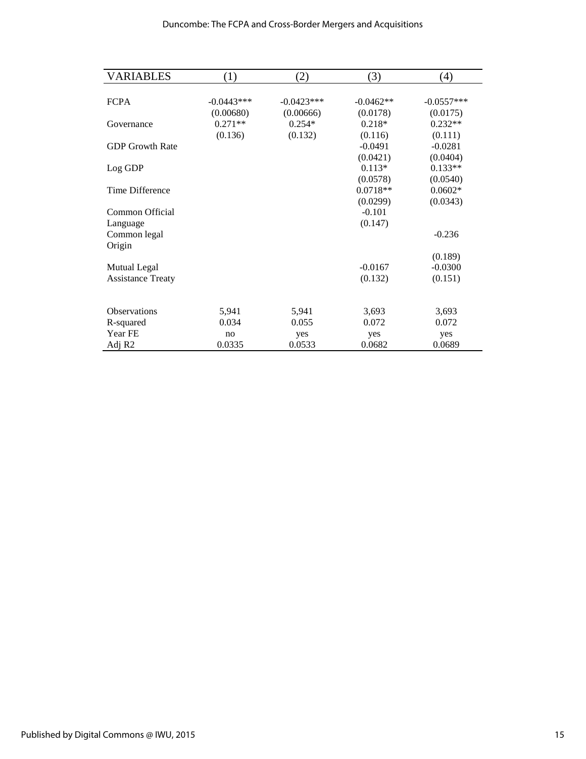| VARIABLES | (1) | (2) | (3) | (4) |
|---|---|---|---|---|
| FCPA | -0.0443*** | -0.0423*** | -0.0462** | -0.0557*** |
| | (0.00680) | (0.00666) | (0.0178) | (0.0175) |
| Governance | 0.271** | 0.254* | 0.218* | 0.232** |
| | (0.136) | (0.132) | (0.116) | (0.111) |
| GDP Growth Rate | | | -0.0491 | -0.0281 |
| | | | (0.0421) | (0.0404) |
| Log GDP | | | 0.113* | 0.133** |
| | | | (0.0578) | (0.0540) |
| Time Difference | | | 0.0718** | 0.0602* |
| | | | (0.0299) | (0.0343) |
| Common Official Language | | | -0.101 | |
| | | | (0.147) | |
| Common legal Origin | | | | -0.236 |
| | | | | (0.189) |
| Mutual Legal Assistance Treaty | | | -0.0167 | -0.0300 |
| | | | (0.132) | (0.151) |
| Observations | 5,941 | 5,941 | 3,693 | 3,693 |
| R-squared | 0.034 | 0.055 | 0.072 | 0.072 |
| Year FE | no | yes | yes | yes |
| Adj R2 | 0.0335 | 0.0533 | 0.0682 | 0.0689 |